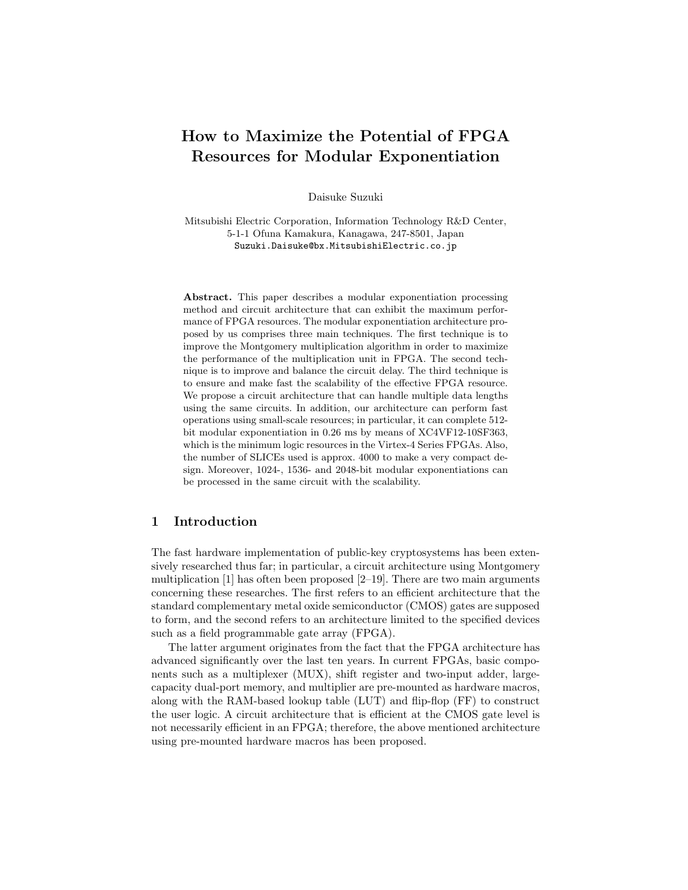# How to Maximize the Potential of FPGA Resources for Modular Exponentiation

Daisuke Suzuki

Mitsubishi Electric Corporation, Information Technology R&D Center,
5-1-1 Ofuna Kamakura, Kanagawa, 247-8501, Japan
Suzuki.Daisuke@bx.MitsubishiElectric.co.jp

**Abstract.** This paper describes a modular exponentiation processing method and circuit architecture that can exhibit the maximum performance of FPGA resources. The modular exponentiation architecture proposed by us comprises three main techniques. The first technique is to improve the Montgomery multiplication algorithm in order to maximize the performance of the multiplication unit in FPGA. The second technique is to improve and balance the circuit delay. The third technique is to ensure and make fast the scalability of the effective FPGA resource. We propose a circuit architecture that can handle multiple data lengths using the same circuits. In addition, our architecture can perform fast operations using small-scale resources; in particular, it can complete 512-bit modular exponentiation in 0.26 ms by means of XC4VF12-10SF363, which is the minimum logic resources in the Virtex-4 Series FPGAs. Also, the number of SLICEs used is approx. 4000 to make a very compact design. Moreover, 1024-, 1536- and 2048-bit modular exponentiations can be processed in the same circuit with the scalability.

## 1 Introduction

The fast hardware implementation of public-key cryptosystems has been extensively researched thus far; in particular, a circuit architecture using Montgomery multiplication [1] has often been proposed [2–19]. There are two main arguments concerning these researches. The first refers to an efficient architecture that the standard complementary metal oxide semiconductor (CMOS) gates are supposed to form, and the second refers to an architecture limited to the specified devices such as a field programmable gate array (FPGA).

The latter argument originates from the fact that the FPGA architecture has advanced significantly over the last ten years. In current FPGAs, basic components such as a multiplexer (MUX), shift register and two-input adder, large-capacity dual-port memory, and multiplier are pre-mounted as hardware macros, along with the RAM-based lookup table (LUT) and flip-flop (FF) to construct the user logic. A circuit architecture that is efficient at the CMOS gate level is not necessarily efficient in an FPGA; therefore, the above mentioned architecture using pre-mounted hardware macros has been proposed.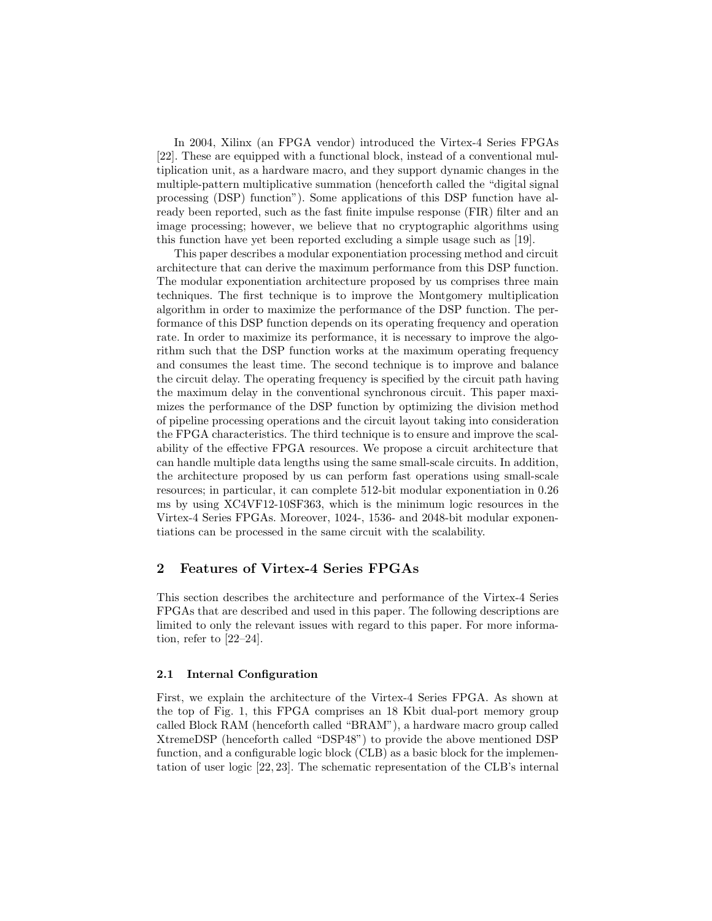In 2004, Xilinx (an FPGA vendor) introduced the Virtex-4 Series FPGAs [22]. These are equipped with a functional block, instead of a conventional multiplication unit, as a hardware macro, and they support dynamic changes in the multiple-pattern multiplicative summation (henceforth called the "digital signal processing (DSP) function"). Some applications of this DSP function have already been reported, such as the fast finite impulse response (FIR) filter and an image processing; however, we believe that no cryptographic algorithms using this function have yet been reported excluding a simple usage such as [19].

This paper describes a modular exponentiation processing method and circuit architecture that can derive the maximum performance from this DSP function. The modular exponentiation architecture proposed by us comprises three main techniques. The first technique is to improve the Montgomery multiplication algorithm in order to maximize the performance of the DSP function. The performance of this DSP function depends on its operating frequency and operation rate. In order to maximize its performance, it is necessary to improve the algorithm such that the DSP function works at the maximum operating frequency and consumes the least time. The second technique is to improve and balance the circuit delay. The operating frequency is specified by the circuit path having the maximum delay in the conventional synchronous circuit. This paper maximizes the performance of the DSP function by optimizing the division method of pipeline processing operations and the circuit layout taking into consideration the FPGA characteristics. The third technique is to ensure and improve the scalability of the effective FPGA resources. We propose a circuit architecture that can handle multiple data lengths using the same small-scale circuits. In addition, the architecture proposed by us can perform fast operations using small-scale resources; in particular, it can complete 512-bit modular exponentiation in 0.26 ms by using XC4VF12-10SF363, which is the minimum logic resources in the Virtex-4 Series FPGAs. Moreover, 1024-, 1536- and 2048-bit modular exponentiations can be processed in the same circuit with the scalability.

## 2 Features of Virtex-4 Series FPGAs

This section describes the architecture and performance of the Virtex-4 Series FPGAs that are described and used in this paper. The following descriptions are limited to only the relevant issues with regard to this paper. For more information, refer to [22–24].

### 2.1 Internal Configuration

First, we explain the architecture of the Virtex-4 Series FPGA. As shown at the top of Fig. 1, this FPGA comprises an 18 Kbit dual-port memory group called Block RAM (henceforth called "BRAM"), a hardware macro group called XtremeDSP (henceforth called "DSP48") to provide the above mentioned DSP function, and a configurable logic block (CLB) as a basic block for the implementation of user logic [22, 23]. The schematic representation of the CLB's internal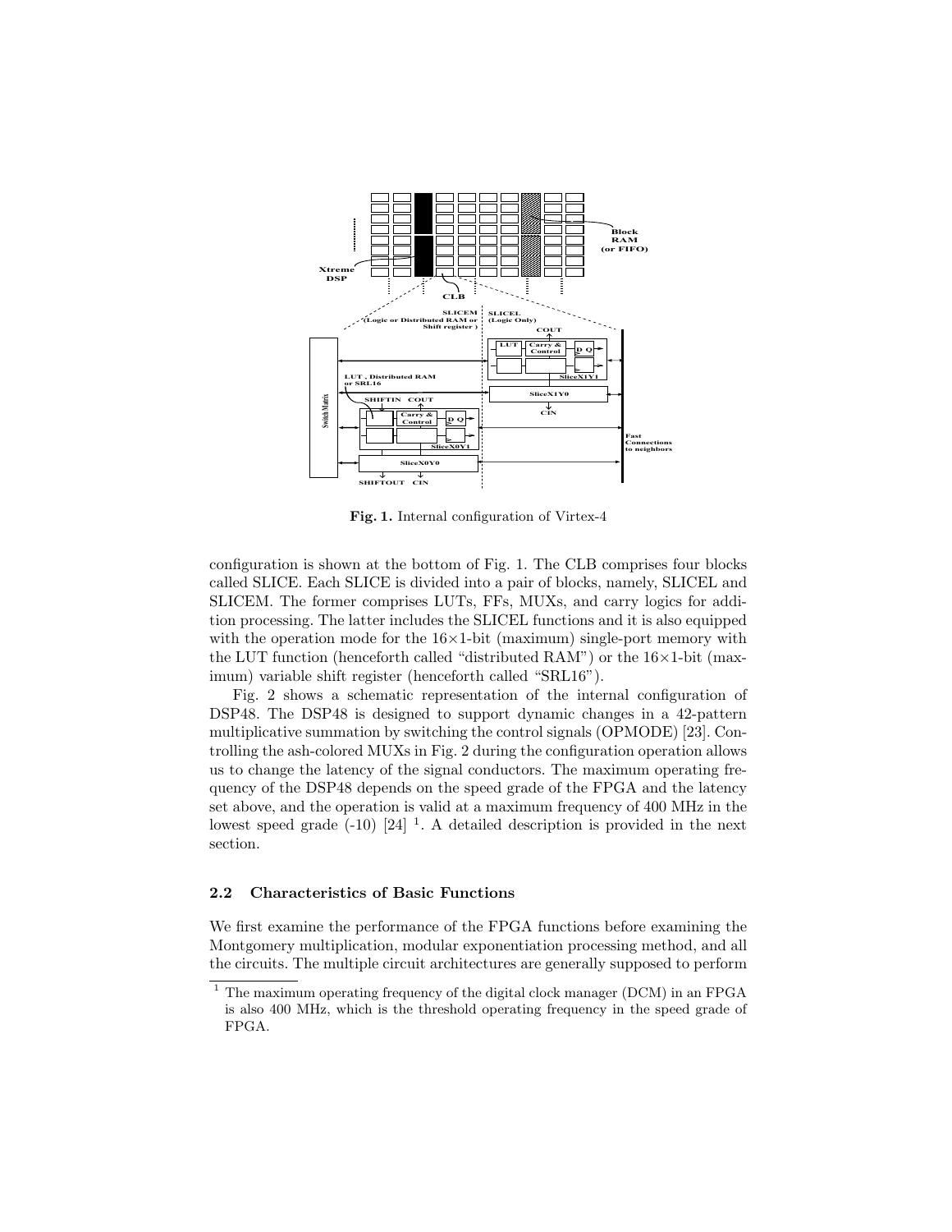**Fig. 1.** Internal configuration of Virtex-4

configuration is shown at the bottom of Fig. 1. The CLB comprises four blocks called SLICE. Each SLICE is divided into a pair of blocks, namely, SLICEL and SLICEM. The former comprises LUTs, FFs, MUXs, and carry logics for addition processing. The latter includes the SLICEL functions and it is also equipped with the operation mode for the 16×1-bit (maximum) single-port memory with the LUT function (henceforth called "distributed RAM") or the 16×1-bit (maximum) variable shift register (henceforth called "SRL16").

Fig. 2 shows a schematic representation of the internal configuration of DSP48. The DSP48 is designed to support dynamic changes in a 42-pattern multiplicative summation by switching the control signals (OPMODE) [23]. Controlling the ash-colored MUXs in Fig. 2 during the configuration operation allows us to change the latency of the signal conductors. The maximum operating frequency of the DSP48 depends on the speed grade of the FPGA and the latency set above, and the operation is valid at a maximum frequency of 400 MHz in the lowest speed grade (-10) [24] [1]. A detailed description is provided in the next section.

### 2.2 Characteristics of Basic Functions

We first examine the performance of the FPGA functions before examining the Montgomery multiplication, modular exponentiation processing method, and all the circuits. The multiple circuit architectures are generally supposed to perform

[1] The maximum operating frequency of the digital clock manager (DCM) in an FPGA is also 400 MHz, which is the threshold operating frequency in the speed grade of FPGA.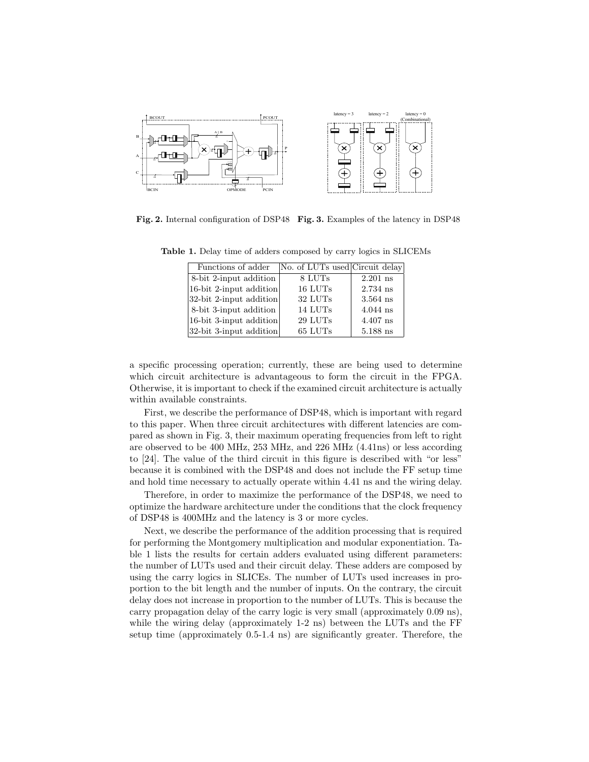**Fig. 2.** Internal configuration of DSP48 **Fig. 3.** Examples of the latency in DSP48

**Table 1.** Delay time of adders composed by carry logics in SLICEMs

| Functions of adder | No. of LUTs used | Circuit delay |
|---|---|---|
| 8-bit 2-input addition | 8 LUTs | 2.201 ns |
| 16-bit 2-input addition | 16 LUTs | 2.734 ns |
| 32-bit 2-input addition | 32 LUTs | 3.564 ns |
| 8-bit 3-input addition | 14 LUTs | 4.044 ns |
| 16-bit 3-input addition | 29 LUTs | 4.407 ns |
| 32-bit 3-input addition | 65 LUTs | 5.188 ns |

a specific processing operation; currently, these are being used to determine which circuit architecture is advantageous to form the circuit in the FPGA. Otherwise, it is important to check if the examined circuit architecture is actually within available constraints.

First, we describe the performance of DSP48, which is important with regard to this paper. When three circuit architectures with different latencies are compared as shown in Fig. 3, their maximum operating frequencies from left to right are observed to be 400 MHz, 253 MHz, and 226 MHz (4.41ns) or less according to [24]. The value of the third circuit in this figure is described with "or less" because it is combined with the DSP48 and does not include the FF setup time and hold time necessary to actually operate within 4.41 ns and the wiring delay.

Therefore, in order to maximize the performance of the DSP48, we need to optimize the hardware architecture under the conditions that the clock frequency of DSP48 is 400MHz and the latency is 3 or more cycles.

Next, we describe the performance of the addition processing that is required for performing the Montgomery multiplication and modular exponentiation. Table 1 lists the results for certain adders evaluated using different parameters: the number of LUTs used and their circuit delay. These adders are composed by using the carry logics in SLICEs. The number of LUTs used increases in proportion to the bit length and the number of inputs. On the contrary, the circuit delay does not increase in proportion to the number of LUTs. This is because the carry propagation delay of the carry logic is very small (approximately 0.09 ns), while the wiring delay (approximately 1-2 ns) between the LUTs and the FF setup time (approximately 0.5-1.4 ns) are significantly greater. Therefore, the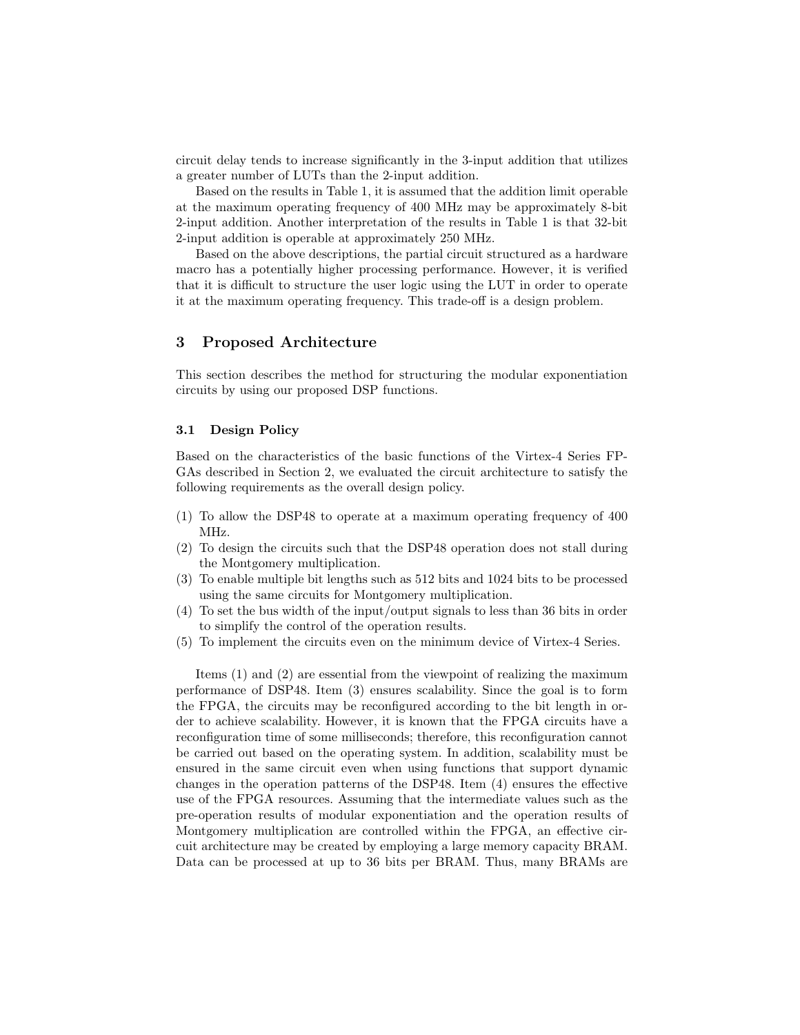circuit delay tends to increase significantly in the 3-input addition that utilizes a greater number of LUTs than the 2-input addition.

Based on the results in Table 1, it is assumed that the addition limit operable at the maximum operating frequency of 400 MHz may be approximately 8-bit 2-input addition. Another interpretation of the results in Table 1 is that 32-bit 2-input addition is operable at approximately 250 MHz.

Based on the above descriptions, the partial circuit structured as a hardware macro has a potentially higher processing performance. However, it is verified that it is difficult to structure the user logic using the LUT in order to operate it at the maximum operating frequency. This trade-off is a design problem.

## 3 Proposed Architecture

This section describes the method for structuring the modular exponentiation circuits by using our proposed DSP functions.

### 3.1 Design Policy

Based on the characteristics of the basic functions of the Virtex-4 Series FPGAs described in Section 2, we evaluated the circuit architecture to satisfy the following requirements as the overall design policy.

(1) To allow the DSP48 to operate at a maximum operating frequency of 400 MHz.
(2) To design the circuits such that the DSP48 operation does not stall during the Montgomery multiplication.
(3) To enable multiple bit lengths such as 512 bits and 1024 bits to be processed using the same circuits for Montgomery multiplication.
(4) To set the bus width of the input/output signals to less than 36 bits in order to simplify the control of the operation results.
(5) To implement the circuits even on the minimum device of Virtex-4 Series.

Items (1) and (2) are essential from the viewpoint of realizing the maximum performance of DSP48. Item (3) ensures scalability. Since the goal is to form the FPGA, the circuits may be reconfigured according to the bit length in order to achieve scalability. However, it is known that the FPGA circuits have a reconfiguration time of some milliseconds; therefore, this reconfiguration cannot be carried out based on the operating system. In addition, scalability must be ensured in the same circuit even when using functions that support dynamic changes in the operation patterns of the DSP48. Item (4) ensures the effective use of the FPGA resources. Assuming that the intermediate values such as the pre-operation results of modular exponentiation and the operation results of Montgomery multiplication are controlled within the FPGA, an effective circuit architecture may be created by employing a large memory capacity BRAM. Data can be processed at up to 36 bits per BRAM. Thus, many BRAMs are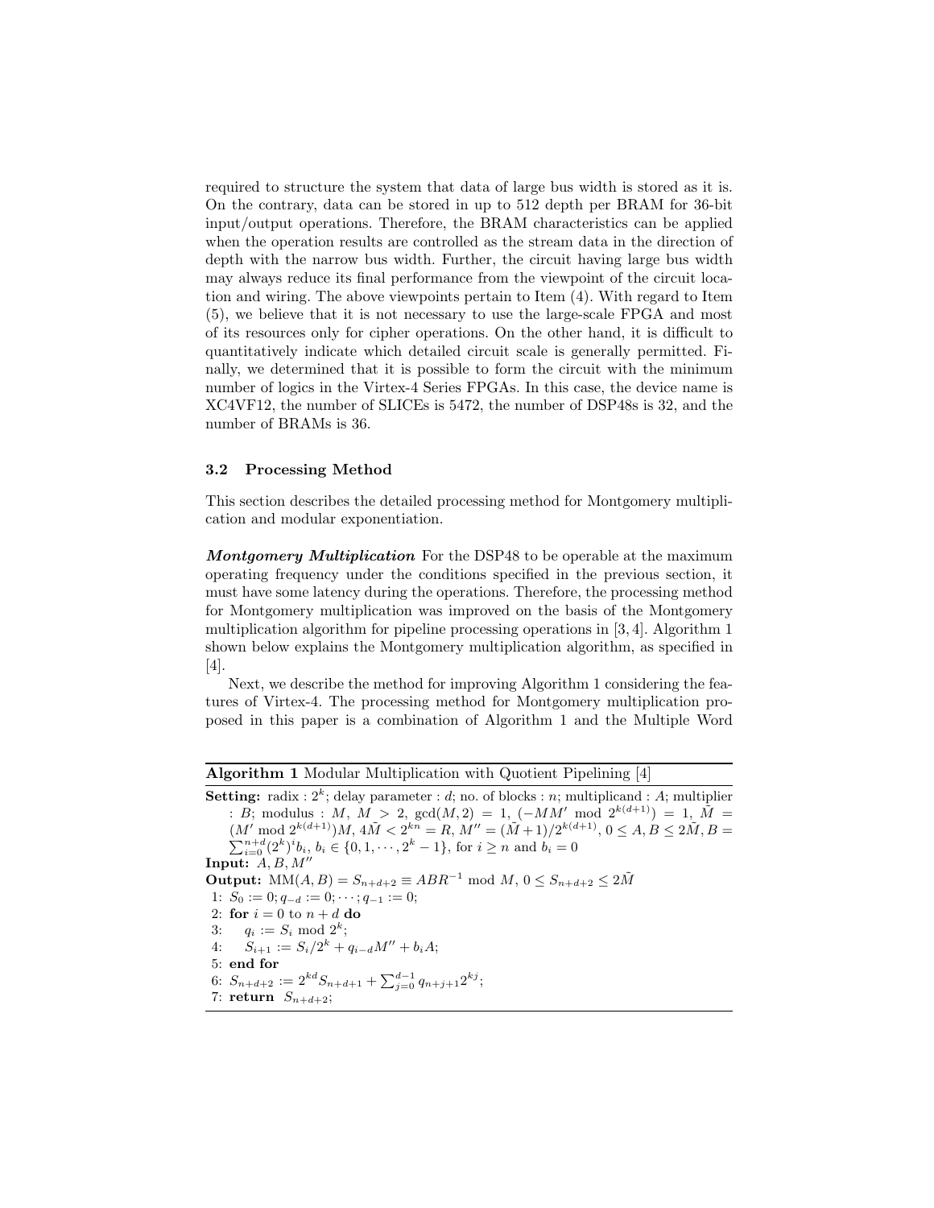required to structure the system that data of large bus width is stored as it is. On the contrary, data can be stored in up to 512 depth per BRAM for 36-bit input/output operations. Therefore, the BRAM characteristics can be applied when the operation results are controlled as the stream data in the direction of depth with the narrow bus width. Further, the circuit having large bus width may always reduce its final performance from the viewpoint of the circuit location and wiring. The above viewpoints pertain to Item (4). With regard to Item (5), we believe that it is not necessary to use the large-scale FPGA and most of its resources only for cipher operations. On the other hand, it is difficult to quantitatively indicate which detailed circuit scale is generally permitted. Finally, we determined that it is possible to form the circuit with the minimum number of logics in the Virtex-4 Series FPGAs. In this case, the device name is XC4VF12, the number of SLICEs is 5472, the number of DSP48s is 32, and the number of BRAMs is 36.

### 3.2 Processing Method

This section describes the detailed processing method for Montgomery multiplication and modular exponentiation.

***Montgomery Multiplication*** For the DSP48 to be operable at the maximum operating frequency under the conditions specified in the previous section, it must have some latency during the operations. Therefore, the processing method for Montgomery multiplication was improved on the basis of the Montgomery multiplication algorithm for pipeline processing operations in [3, 4]. Algorithm 1 shown below explains the Montgomery multiplication algorithm, as specified in [4].

Next, we describe the method for improving Algorithm 1 considering the features of Virtex-4. The processing method for Montgomery multiplication proposed in this paper is a combination of Algorithm 1 and the Multiple Word

---

**Algorithm 1** Modular Multiplication with Quotient Pipelining [4]

**Setting:** radix : $2^k$; delay parameter : $d$; no. of blocks : $n$; multiplicand : $A$; multiplier : $B$; modulus : $M$, $M > 2$, $\gcd(M, 2) = 1$, $(-MM' \bmod 2^{k(d+1)}) = 1$, $\tilde{M} = (M' \bmod 2^{k(d+1)})M$, $4\tilde{M} < 2^{kn} = R$, $M'' = (\tilde{M}+1)/2^{k(d+1)}$, $0 \leq A, B \leq 2\tilde{M}$, $B = \sum_{i=0}^{n+d} (2^k)^i b_i$, $b_i \in \{0, 1, \cdots, 2^k - 1\}$, for $i \geq n$ and $b_i = 0$

**Input:** $A, B, M''$

**Output:** $\mathrm{MM}(A, B) = S_{n+d+2} \equiv ABR^{-1} \bmod M$, $0 \leq S_{n+d+2} \leq 2\tilde{M}$

1: $S_0 := 0; q_{-d} := 0; \cdots; q_{-1} := 0;$
2: **for** $i = 0$ to $n + d$ **do**
3: $\quad q_i := S_i \bmod 2^k;$
4: $\quad S_{i+1} := S_i/2^k + q_{i-d}M'' + b_i A;$
5: **end for**
6: $S_{n+d+2} := 2^{kd} S_{n+d+1} + \sum_{j=0}^{d-1} q_{n+j+1} 2^{kj};$
7: **return** $S_{n+d+2};$

---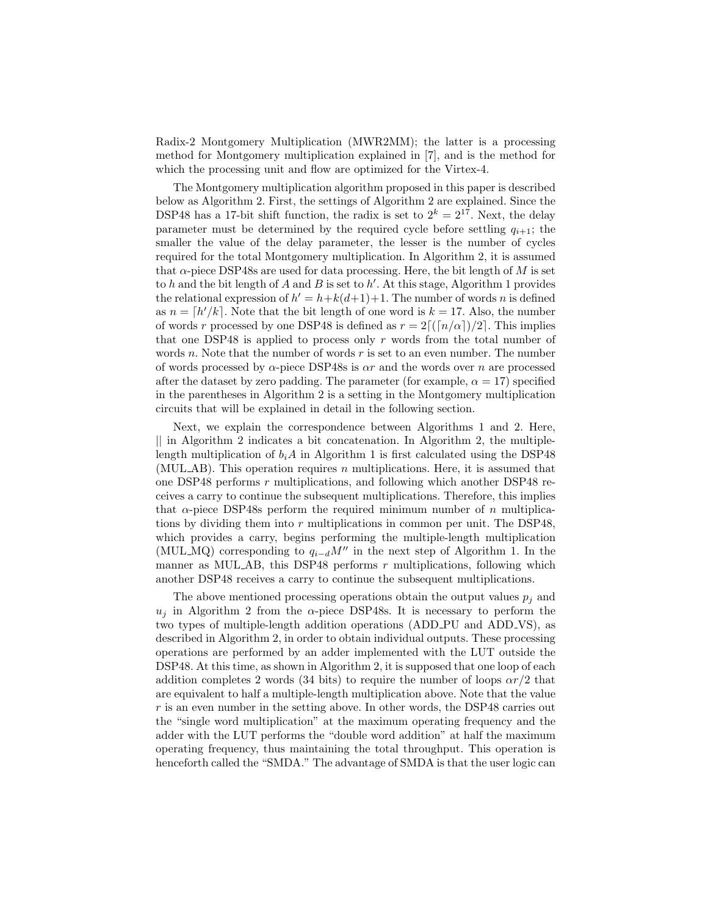Radix-2 Montgomery Multiplication (MWR2MM); the latter is a processing method for Montgomery multiplication explained in [7], and is the method for which the processing unit and flow are optimized for the Virtex-4.

The Montgomery multiplication algorithm proposed in this paper is described below as Algorithm 2. First, the settings of Algorithm 2 are explained. Since the DSP48 has a 17-bit shift function, the radix is set to $2^k = 2^{17}$. Next, the delay parameter must be determined by the required cycle before settling $q_{i+1}$; the smaller the value of the delay parameter, the lesser is the number of cycles required for the total Montgomery multiplication. In Algorithm 2, it is assumed that $\alpha$-piece DSP48s are used for data processing. Here, the bit length of $M$ is set to $h$ and the bit length of $A$ and $B$ is set to $h'$. At this stage, Algorithm 1 provides the relational expression of $h' = h+k(d+1)+1$. The number of words $n$ is defined as $n = \lceil h'/k \rceil$. Note that the bit length of one word is $k = 17$. Also, the number of words $r$ processed by one DSP48 is defined as $r = 2\lceil (\lceil n/\alpha \rceil)/2 \rceil$. This implies that one DSP48 is applied to process only $r$ words from the total number of words $n$. Note that the number of words $r$ is set to an even number. The number of words processed by $\alpha$-piece DSP48s is $\alpha r$ and the words over $n$ are processed after the dataset by zero padding. The parameter (for example, $\alpha = 17$) specified in the parentheses in Algorithm 2 is a setting in the Montgomery multiplication circuits that will be explained in detail in the following section.

Next, we explain the correspondence between Algorithms 1 and 2. Here, $||$ in Algorithm 2 indicates a bit concatenation. In Algorithm 2, the multiple-length multiplication of $b_i A$ in Algorithm 1 is first calculated using the DSP48 (MUL_AB). This operation requires $n$ multiplications. Here, it is assumed that one DSP48 performs $r$ multiplications, and following which another DSP48 receives a carry to continue the subsequent multiplications. Therefore, this implies that $\alpha$-piece DSP48s perform the required minimum number of $n$ multiplications by dividing them into $r$ multiplications in common per unit. The DSP48, which provides a carry, begins performing the multiple-length multiplication (MUL_MQ) corresponding to $q_{i-d}M''$ in the next step of Algorithm 1. In the manner as MUL_AB, this DSP48 performs $r$ multiplications, following which another DSP48 receives a carry to continue the subsequent multiplications.

The above mentioned processing operations obtain the output values $p_j$ and $u_j$ in Algorithm 2 from the $\alpha$-piece DSP48s. It is necessary to perform the two types of multiple-length addition operations (ADD_PU and ADD_VS), as described in Algorithm 2, in order to obtain individual outputs. These processing operations are performed by an adder implemented with the LUT outside the DSP48. At this time, as shown in Algorithm 2, it is supposed that one loop of each addition completes 2 words (34 bits) to require the number of loops $\alpha r/2$ that are equivalent to half a multiple-length multiplication above. Note that the value $r$ is an even number in the setting above. In other words, the DSP48 carries out the "single word multiplication" at the maximum operating frequency and the adder with the LUT performs the "double word addition" at half the maximum operating frequency, thus maintaining the total throughput. This operation is henceforth called the "SMDA." The advantage of SMDA is that the user logic can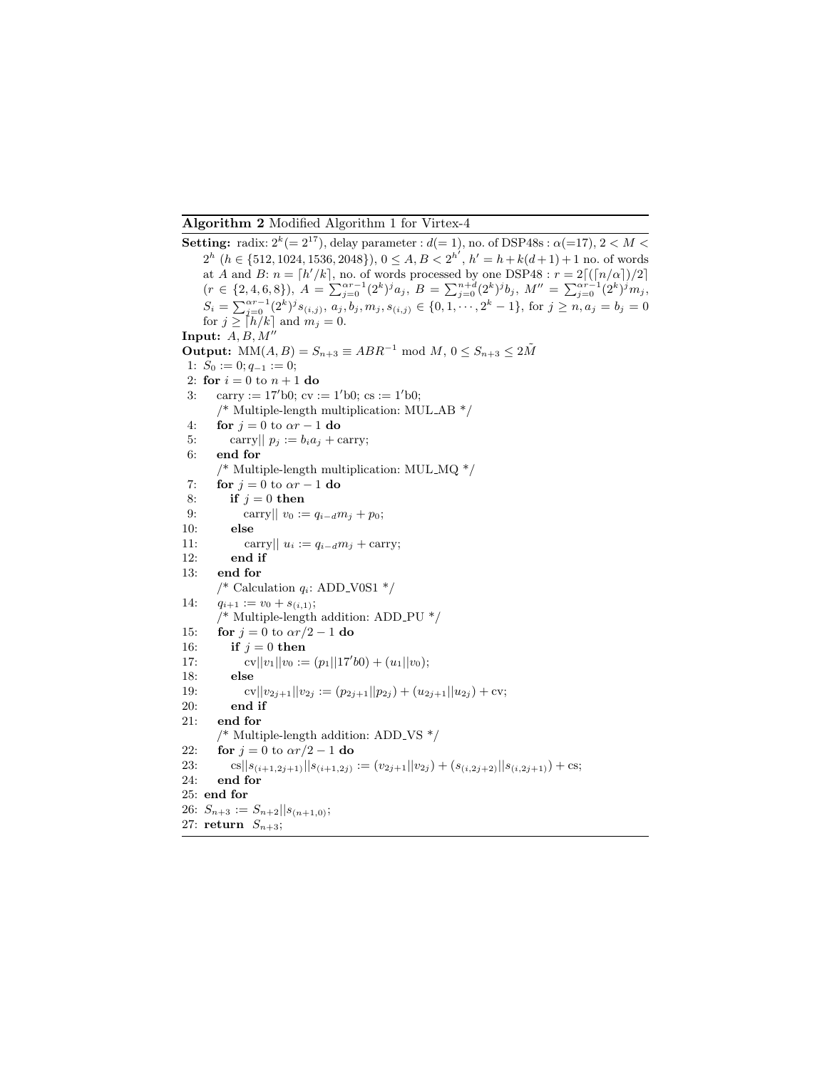**Algorithm 2** Modified Algorithm 1 for Virtex-4

**Setting:** radix: $2^k(=2^{17})$, delay parameter : $d(=1)$, no. of DSP48s : $\alpha(=17)$, $2 < M < 2^h$ ($h \in \{512, 1024, 1536, 2048\}$), $0 \le A, B < 2^{h'}$, $h' = h + k(d+1) + 1$ no. of words at $A$ and $B$: $n = \lceil h'/k \rceil$, no. of words processed by one DSP48 : $r = 2\lceil (\lceil n/\alpha \rceil)/2 \rceil$ ($r \in \{2, 4, 6, 8\}$), $A = \sum_{j=0}^{\alpha r-1}(2^k)^j a_j$, $B = \sum_{j=0}^{n+d}(2^k)^j b_j$, $M'' = \sum_{j=0}^{\alpha r-1}(2^k)^j m_j$, $S_i = \sum_{j=0}^{\alpha r-1}(2^k)^j s_{(i,j)}$, $a_j, b_j, m_j, s_{(i,j)} \in \{0, 1, \cdots, 2^k - 1\}$, for $j \ge n, a_j = b_j = 0$ for $j \ge \lceil h/k \rceil$ and $m_j = 0$.

**Input:** $A, B, M''$

**Output:** $\text{MM}(A, B) = S_{n+3} \equiv ABR^{-1} \bmod M$, $0 \le S_{n+3} \le 2\tilde{M}$

```
 1: S_0 := 0; q_{-1} := 0;
 2: for i = 0 to n+1 do
 3:    carry := 17'b0; cv := 1'b0; cs := 1'b0;
       /* Multiple-length multiplication: MUL_AB */
 4:    for j = 0 to αr − 1 do
 5:       carry|| p_j := b_i a_j + carry;
 6:    end for
       /* Multiple-length multiplication: MUL_MQ */
 7:    for j = 0 to αr − 1 do
 8:       if j = 0 then
 9:          carry|| v_0 := q_{i−d} m_j + p_0;
10:       else
11:          carry|| u_i := q_{i−d} m_j + carry;
12:       end if
13:    end for
       /* Calculation q_i: ADD_V0S1 */
14:    q_{i+1} := v_0 + s_{(i,1)};
       /* Multiple-length addition: ADD_PU */
15:    for j = 0 to αr/2 − 1 do
16:       if j = 0 then
17:          cv||v_1||v_0 := (p_1||17'b0) + (u_1||v_0);
18:       else
19:          cv||v_{2j+1}||v_{2j} := (p_{2j+1}||p_{2j}) + (u_{2j+1}||u_{2j}) + cv;
20:       end if
21:    end for
       /* Multiple-length addition: ADD_VS */
22:    for j = 0 to αr/2 − 1 do
23:       cs||s_{(i+1,2j+1)}||s_{(i+1,2j)} := (v_{2j+1}||v_{2j}) + (s_{(i,2j+2)}||s_{(i,2j+1)}) + cs;
24:    end for
25: end for
26: S_{n+3} := S_{n+2}||s_{(n+1,0)};
27: return S_{n+3};
```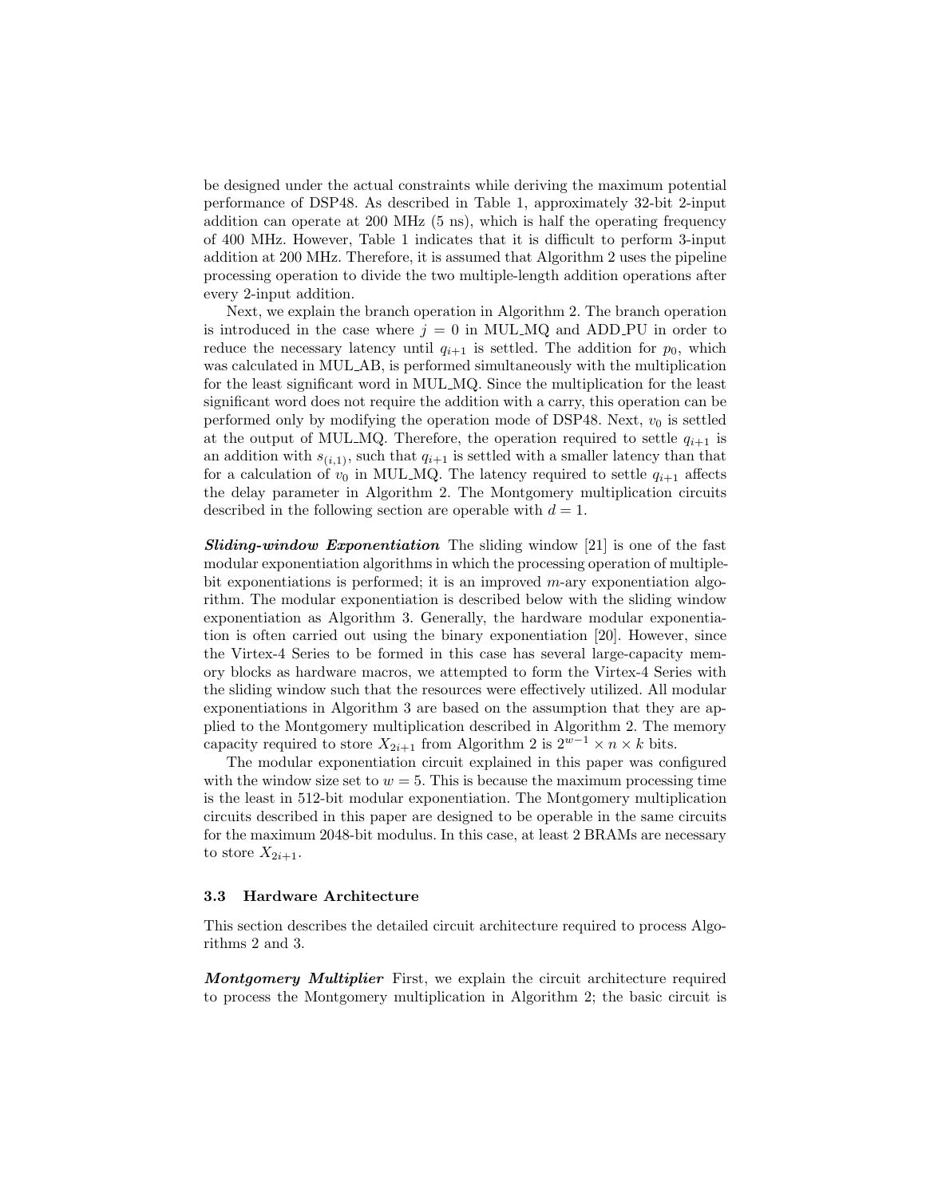be designed under the actual constraints while deriving the maximum potential performance of DSP48. As described in Table 1, approximately 32-bit 2-input addition can operate at 200 MHz (5 ns), which is half the operating frequency of 400 MHz. However, Table 1 indicates that it is difficult to perform 3-input addition at 200 MHz. Therefore, it is assumed that Algorithm 2 uses the pipeline processing operation to divide the two multiple-length addition operations after every 2-input addition.

Next, we explain the branch operation in Algorithm 2. The branch operation is introduced in the case where $j = 0$ in MUL_MQ and ADD_PU in order to reduce the necessary latency until $q_{i+1}$ is settled. The addition for $p_0$, which was calculated in MUL_AB, is performed simultaneously with the multiplication for the least significant word in MUL_MQ. Since the multiplication for the least significant word does not require the addition with a carry, this operation can be performed only by modifying the operation mode of DSP48. Next, $v_0$ is settled at the output of MUL_MQ. Therefore, the operation required to settle $q_{i+1}$ is an addition with $s_{(i,1)}$, such that $q_{i+1}$ is settled with a smaller latency than that for a calculation of $v_0$ in MUL_MQ. The latency required to settle $q_{i+1}$ affects the delay parameter in Algorithm 2. The Montgomery multiplication circuits described in the following section are operable with $d = 1$.

***Sliding-window Exponentiation*** The sliding window [21] is one of the fast modular exponentiation algorithms in which the processing operation of multiple-bit exponentiations is performed; it is an improved $m$-ary exponentiation algorithm. The modular exponentiation is described below with the sliding window exponentiation as Algorithm 3. Generally, the hardware modular exponentiation is often carried out using the binary exponentiation [20]. However, since the Virtex-4 Series to be formed in this case has several large-capacity memory blocks as hardware macros, we attempted to form the Virtex-4 Series with the sliding window such that the resources were effectively utilized. All modular exponentiations in Algorithm 3 are based on the assumption that they are applied to the Montgomery multiplication described in Algorithm 2. The memory capacity required to store $X_{2i+1}$ from Algorithm 2 is $2^{w-1} \times n \times k$ bits.

The modular exponentiation circuit explained in this paper was configured with the window size set to $w = 5$. This is because the maximum processing time is the least in 512-bit modular exponentiation. The Montgomery multiplication circuits described in this paper are designed to be operable in the same circuits for the maximum 2048-bit modulus. In this case, at least 2 BRAMs are necessary to store $X_{2i+1}$.

### 3.3 Hardware Architecture

This section describes the detailed circuit architecture required to process Algorithms 2 and 3.

***Montgomery Multiplier*** First, we explain the circuit architecture required to process the Montgomery multiplication in Algorithm 2; the basic circuit is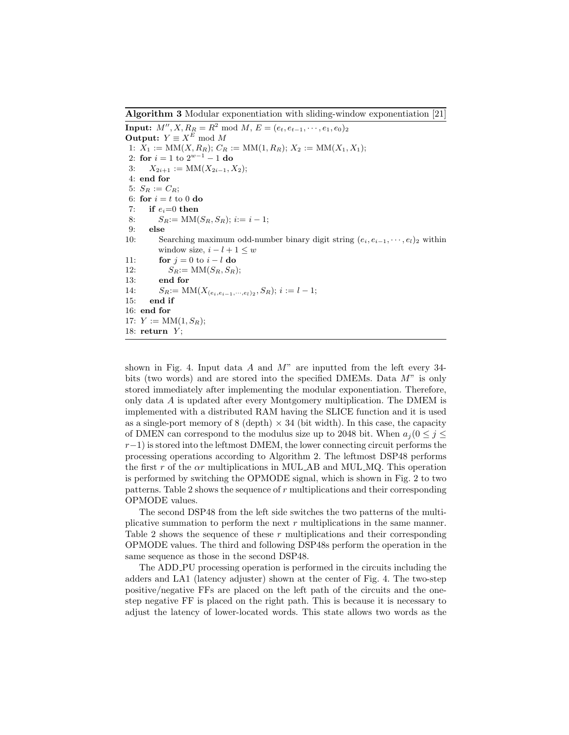**Algorithm 3** Modular exponentiation with sliding-window exponentiation [21]

**Input:** $M'', X, R_R = R^2 \bmod M$, $E = (e_t, e_{t-1}, \cdots, e_1, e_0)_2$
**Output:** $Y \equiv X^E \bmod M$

```
1: X_1 := MM(X, R_R); C_R := MM(1, R_R); X_2 := MM(X_1, X_1);
2: for i = 1 to 2^{w-1} - 1 do
3:     X_{2i+1} := MM(X_{2i-1}, X_2);
4: end for
5: S_R := C_R;
6: for i = t to 0 do
7:     if e_i=0 then
8:         S_R:= MM(S_R, S_R); i:= i - 1;
9:     else
10:        Searching maximum odd-number binary digit string (e_i, e_{i-1}, ..., e_l)_2 within
           window size, i - l + 1 ≤ w
11:        for j = 0 to i - l do
12:            S_R:= MM(S_R, S_R);
13:        end for
14:        S_R:= MM(X_{(e_i, e_{i-1}, ..., e_l)_2}, S_R); i := l - 1;
15:    end if
16: end for
17: Y := MM(1, S_R);
18: return Y;
```

shown in Fig. 4. Input data $A$ and $M$" are inputted from the left every 34-bits (two words) and are stored into the specified DMEMs. Data $M$" is only stored immediately after implementing the modular exponentiation. Therefore, only data $A$ is updated after every Montgomery multiplication. The DMEM is implemented with a distributed RAM having the SLICE function and it is used as a single-port memory of 8 (depth) × 34 (bit width). In this case, the capacity of DMEN can correspond to the modulus size up to 2048 bit. When $a_j (0 \leq j \leq r-1)$ is stored into the leftmost DMEM, the lower connecting circuit performs the processing operations according to Algorithm 2. The leftmost DSP48 performs the first $r$ of the $\alpha r$ multiplications in MUL_AB and MUL_MQ. This operation is performed by switching the OPMODE signal, which is shown in Fig. 2 to two patterns. Table 2 shows the sequence of $r$ multiplications and their corresponding OPMODE values.

The second DSP48 from the left side switches the two patterns of the multiplicative summation to perform the next $r$ multiplications in the same manner. Table 2 shows the sequence of these $r$ multiplications and their corresponding OPMODE values. The third and following DSP48s perform the operation in the same sequence as those in the second DSP48.

The ADD_PU processing operation is performed in the circuits including the adders and LA1 (latency adjuster) shown at the center of Fig. 4. The two-step positive/negative FFs are placed on the left path of the circuits and the one-step negative FF is placed on the right path. This is because it is necessary to adjust the latency of lower-located words. This state allows two words as the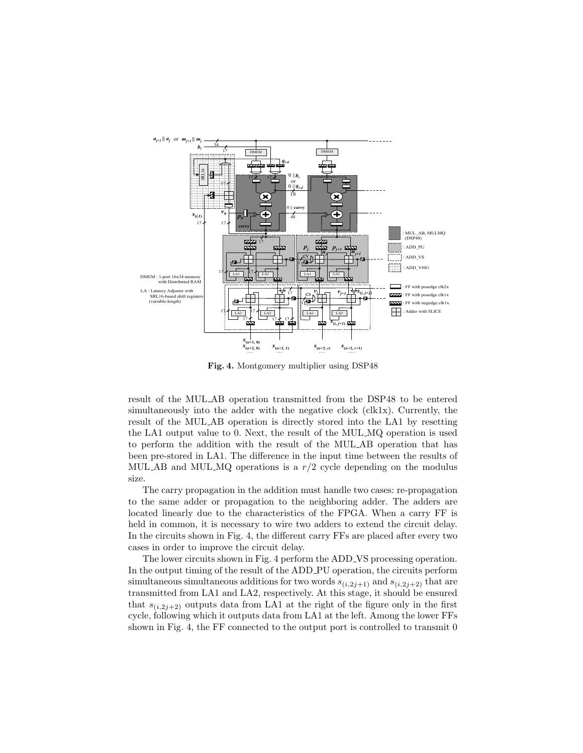**Fig. 4.** Montgomery multiplier using DSP48

result of the MUL_AB operation transmitted from the DSP48 to be entered simultaneously into the adder with the negative clock (clk1x). Currently, the result of the MUL_AB operation is directly stored into the LA1 by resetting the LA1 output value to 0. Next, the result of the MUL_MQ operation is used to perform the addition with the result of the MUL_AB operation that has been pre-stored in LA1. The difference in the input time between the results of MUL_AB and MUL_MQ operations is a $r/2$ cycle depending on the modulus size.

The carry propagation in the addition must handle two cases: re-propagation to the same adder or propagation to the neighboring adder. The adders are located linearly due to the characteristics of the FPGA. When a carry FF is held in common, it is necessary to wire two adders to extend the circuit delay. In the circuits shown in Fig. 4, the different carry FFs are placed after every two cases in order to improve the circuit delay.

The lower circuits shown in Fig. 4 perform the ADD_VS processing operation. In the output timing of the result of the ADD_PU operation, the circuits perform simultaneous simultaneous additions for two words $s_{(i,2j+1)}$ and $s_{(i,2j+2)}$ that are transmitted from LA1 and LA2, respectively. At this stage, it should be ensured that $s_{(i,2j+2)}$ outputs data from LA1 at the right of the figure only in the first cycle, following which it outputs data from LA1 at the left. Among the lower FFs shown in Fig. 4, the FF connected to the output port is controlled to transmit 0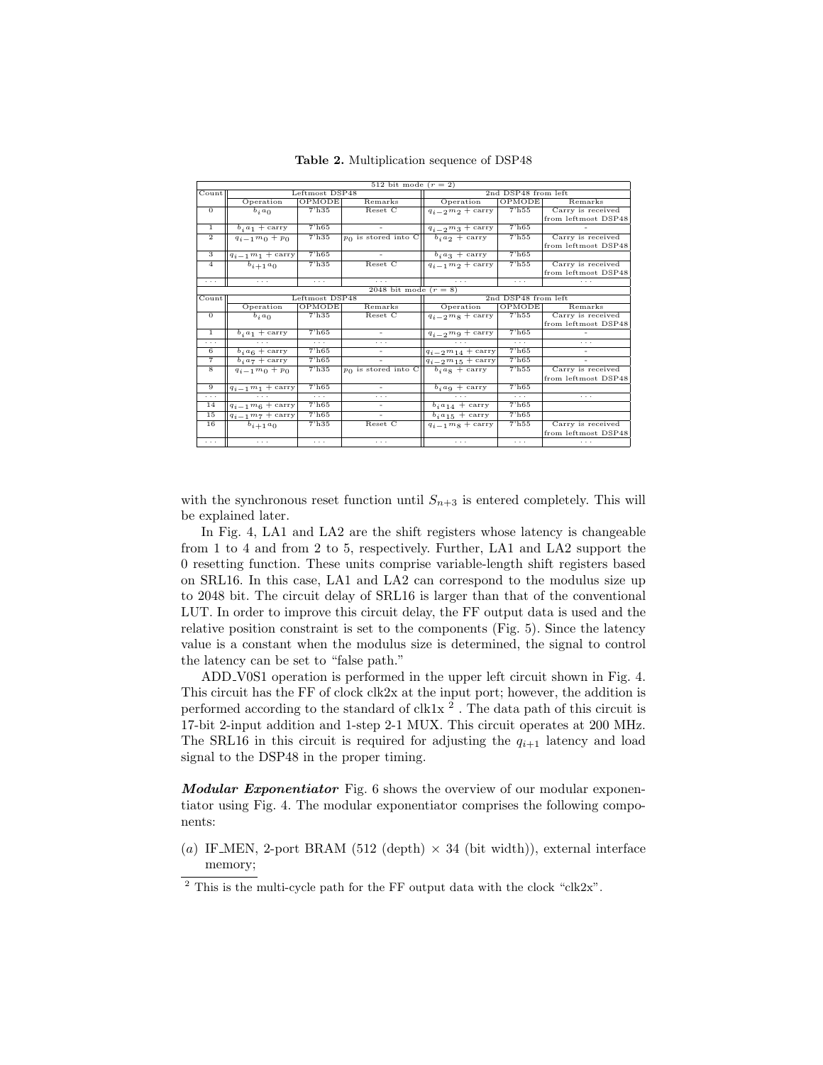**Table 2.** Multiplication sequence of DSP48

| 512 bit mode ($r = 2$) | | | | | | |
|---|---|---|---|---|---|---|
| Count | Leftmost DSP48 | | | 2nd DSP48 from left | | |
| | Operation | OPMODE | Remarks | Operation | OPMODE | Remarks |
| 0 | $b_i a_0$ | 7'h35 | Reset C | $q_{i-2}m_2$ + carry | 7'h55 | Carry is received from leftmost DSP48 |
| 1 | $b_i a_1$ + carry | 7'h65 | - | $q_{i-2}m_3$ + carry | 7'h65 | - |
| 2 | $q_{i-1}m_0 + p_0$ | 7'h35 | $p_0$ is stored into C | $b_i a_2$ + carry | 7'h55 | Carry is received from leftmost DSP48 |
| 3 | $q_{i-1}m_1$ + carry | 7'h65 | - | $b_i a_3$ + carry | 7'h65 | |
| 4 | $b_{i+1}a_0$ | 7'h35 | Reset C | $q_{i-1}m_2$ + carry | 7'h55 | Carry is received from leftmost DSP48 |
| ... | ... | ... | ... | ... | ... | ... |
| **2048 bit mode ($r = 8$)** | | | | | | |
| Count | Leftmost DSP48 | | | 2nd DSP48 from left | | |
| | Operation | OPMODE | Remarks | Operation | OPMODE | Remarks |
| 0 | $b_i a_0$ | 7'h35 | Reset C | $q_{i-2}m_8$ + carry | 7'h55 | Carry is received from leftmost DSP48 |
| 1 | $b_i a_1$ + carry | 7'h65 | - | $q_{i-2}m_9$ + carry | 7'h65 | - |
| ... | ... | ... | ... | ... | ... | ... |
| 6 | $b_i a_6$ + carry | 7'h65 | - | $q_{i-2}m_{14}$ + carry | 7'h65 | - |
| 7 | $b_i a_7$ + carry | 7'h65 | - | $q_{i-2}m_{15}$ + carry | 7'h65 | - |
| 8 | $q_{i-1}m_0 + p_0$ | 7'h35 | $p_0$ is stored into C | $b_i a_8$ + carry | 7'h55 | Carry is received from leftmost DSP48 |
| 9 | $q_{i-1}m_1$ + carry | 7'h65 | - | $b_i a_9$ + carry | 7'h65 | |
| ... | ... | ... | ... | ... | ... | ... |
| 14 | $q_{i-1}m_6$ + carry | 7'h65 | - | $b_i a_{14}$ + carry | 7'h65 | |
| 15 | $q_{i-1}m_7$ + carry | 7'h65 | - | $b_i a_{15}$ + carry | 7'h65 | |
| 16 | $b_{i+1}a_0$ | 7'h35 | Reset C | $q_{i-1}m_8$ + carry | 7'h55 | Carry is received from leftmost DSP48 |
| ... | ... | ... | ... | ... | ... | ... |

with the synchronous reset function until $S_{n+3}$ is entered completely. This will be explained later.

In Fig. 4, LA1 and LA2 are the shift registers whose latency is changeable from 1 to 4 and from 2 to 5, respectively. Further, LA1 and LA2 support the 0 resetting function. These units comprise variable-length shift registers based on SRL16. In this case, LA1 and LA2 can correspond to the modulus size up to 2048 bit. The circuit delay of SRL16 is larger than that of the conventional LUT. In order to improve this circuit delay, the FF output data is used and the relative position constraint is set to the components (Fig. 5). Since the latency value is a constant when the modulus size is determined, the signal to control the latency can be set to "false path."

ADD_V0S1 operation is performed in the upper left circuit shown in Fig. 4. This circuit has the FF of clock clk2x at the input port; however, the addition is performed according to the standard of clk1x [2]. The data path of this circuit is 17-bit 2-input addition and 1-step 2-1 MUX. This circuit operates at 200 MHz. The SRL16 in this circuit is required for adjusting the $q_{i+1}$ latency and load signal to the DSP48 in the proper timing.

***Modular Exponentiator*** Fig. 6 shows the overview of our modular exponentiator using Fig. 4. The modular exponentiator comprises the following components:

($a$) IF_MEN, 2-port BRAM (512 (depth) × 34 (bit width)), external interface memory;

[2] This is the multi-cycle path for the FF output data with the clock "clk2x".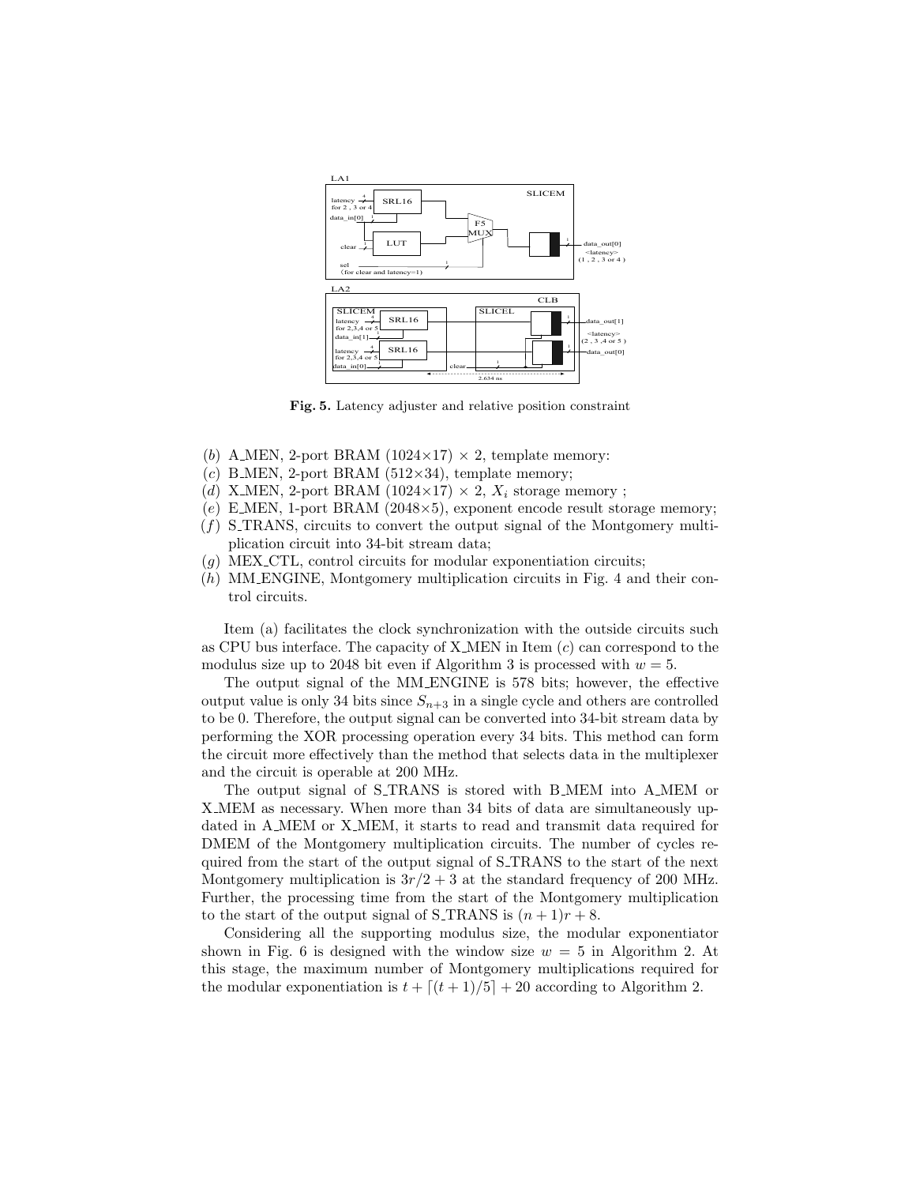**Fig. 5.** Latency adjuster and relative position constraint

- ($b$) A_MEN, 2-port BRAM (1024×17) × 2, template memory:
- ($c$) B_MEN, 2-port BRAM (512×34), template memory;
- ($d$) X_MEN, 2-port BRAM (1024×17) × 2, $X_i$ storage memory ;
- ($e$) E_MEN, 1-port BRAM (2048×5), exponent encode result storage memory;
- ($f$) S_TRANS, circuits to convert the output signal of the Montgomery multiplication circuit into 34-bit stream data;
- ($g$) MEX_CTL, control circuits for modular exponentiation circuits;
- ($h$) MM_ENGINE, Montgomery multiplication circuits in Fig. 4 and their control circuits.

Item (a) facilitates the clock synchronization with the outside circuits such as CPU bus interface. The capacity of X_MEN in Item ($c$) can correspond to the modulus size up to 2048 bit even if Algorithm 3 is processed with $w = 5$.

The output signal of the MM_ENGINE is 578 bits; however, the effective output value is only 34 bits since $S_{n+3}$ in a single cycle and others are controlled to be 0. Therefore, the output signal can be converted into 34-bit stream data by performing the XOR processing operation every 34 bits. This method can form the circuit more effectively than the method that selects data in the multiplexer and the circuit is operable at 200 MHz.

The output signal of S_TRANS is stored with B_MEM into A_MEM or X_MEM as necessary. When more than 34 bits of data are simultaneously updated in A_MEM or X_MEM, it starts to read and transmit data required for DMEM of the Montgomery multiplication circuits. The number of cycles required from the start of the output signal of S_TRANS to the start of the next Montgomery multiplication is $3r/2 + 3$ at the standard frequency of 200 MHz. Further, the processing time from the start of the Montgomery multiplication to the start of the output signal of S_TRANS is $(n + 1)r + 8$.

Considering all the supporting modulus size, the modular exponentiator shown in Fig. 6 is designed with the window size $w = 5$ in Algorithm 2. At this stage, the maximum number of Montgomery multiplications required for the modular exponentiation is $t + \lceil (t + 1)/5 \rceil + 20$ according to Algorithm 2.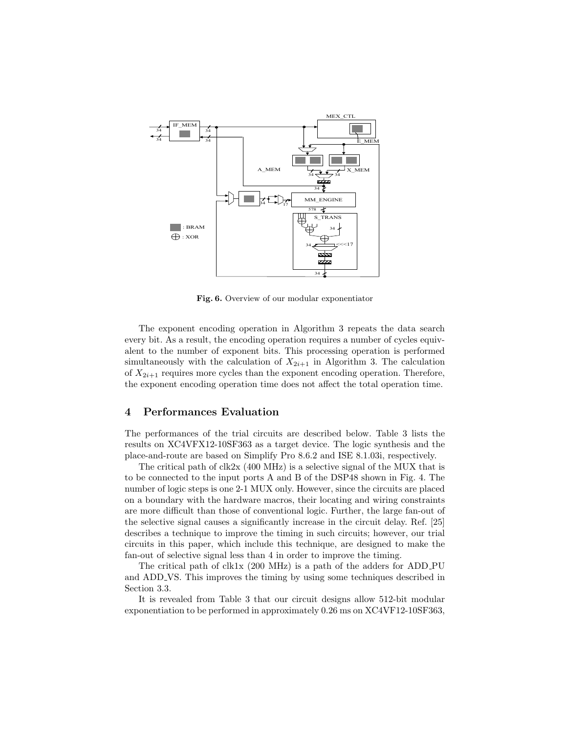**Fig. 6.** Overview of our modular exponentiator

The exponent encoding operation in Algorithm 3 repeats the data search every bit. As a result, the encoding operation requires a number of cycles equivalent to the number of exponent bits. This processing operation is performed simultaneously with the calculation of $X_{2i+1}$ in Algorithm 3. The calculation of $X_{2i+1}$ requires more cycles than the exponent encoding operation. Therefore, the exponent encoding operation time does not affect the total operation time.

## 4 Performances Evaluation

The performances of the trial circuits are described below. Table 3 lists the results on XC4VFX12-10SF363 as a target device. The logic synthesis and the place-and-route are based on Simplify Pro 8.6.2 and ISE 8.1.03i, respectively.

The critical path of clk2x (400 MHz) is a selective signal of the MUX that is to be connected to the input ports A and B of the DSP48 shown in Fig. 4. The number of logic steps is one 2-1 MUX only. However, since the circuits are placed on a boundary with the hardware macros, their locating and wiring constraints are more difficult than those of conventional logic. Further, the large fan-out of the selective signal causes a significantly increase in the circuit delay. Ref. [25] describes a technique to improve the timing in such circuits; however, our trial circuits in this paper, which include this technique, are designed to make the fan-out of selective signal less than 4 in order to improve the timing.

The critical path of clk1x (200 MHz) is a path of the adders for ADD_PU and ADD_VS. This improves the timing by using some techniques described in Section 3.3.

It is revealed from Table 3 that our circuit designs allow 512-bit modular exponentiation to be performed in approximately 0.26 ms on XC4VF12-10SF363,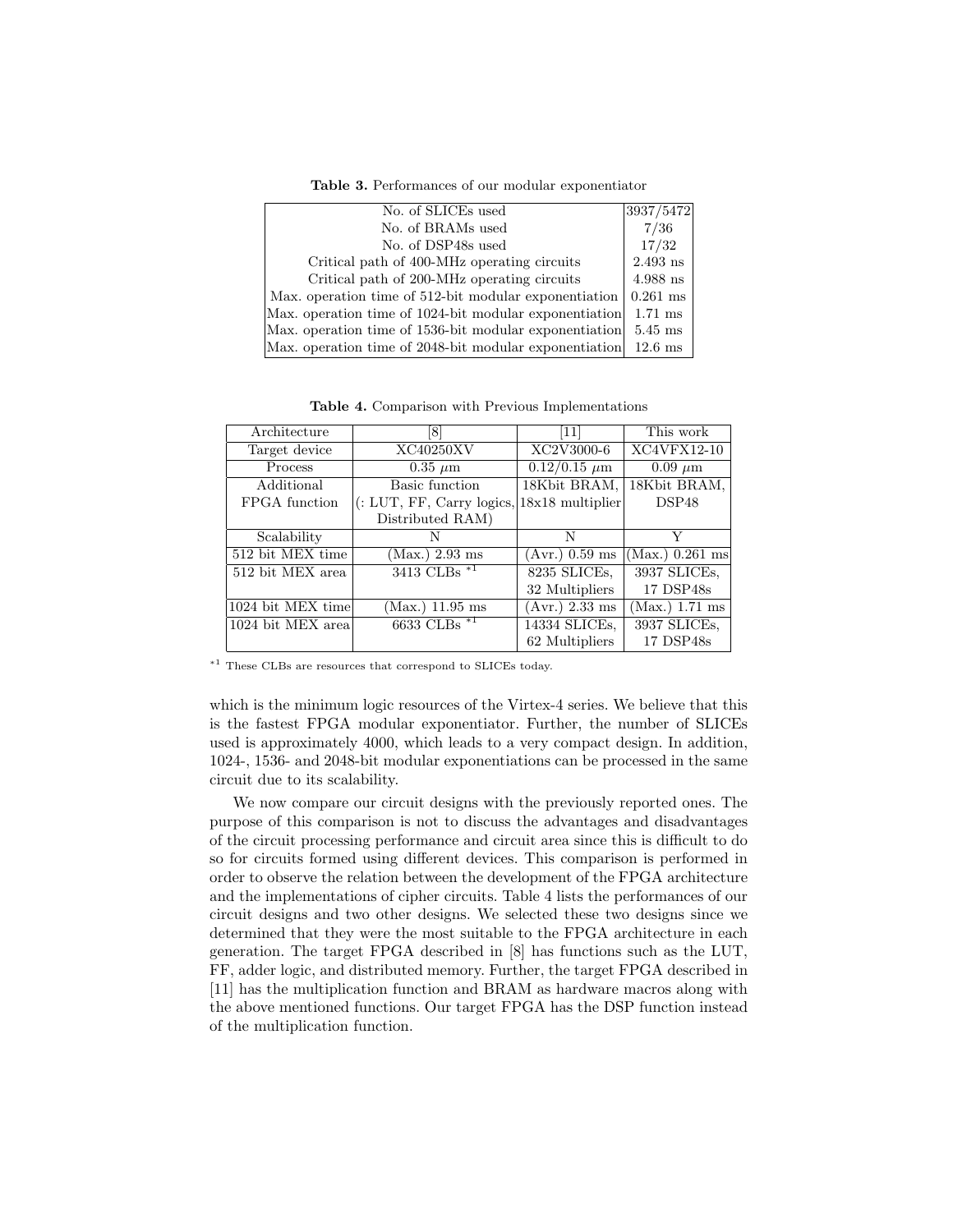**Table 3.** Performances of our modular exponentiator

| | |
|---|---|
| No. of SLICEs used | 3937/5472 |
| No. of BRAMs used | 7/36 |
| No. of DSP48s used | 17/32 |
| Critical path of 400-MHz operating circuits | 2.493 ns |
| Critical path of 200-MHz operating circuits | 4.988 ns |
| Max. operation time of 512-bit modular exponentiation | 0.261 ms |
| Max. operation time of 1024-bit modular exponentiation | 1.71 ms |
| Max. operation time of 1536-bit modular exponentiation | 5.45 ms |
| Max. operation time of 2048-bit modular exponentiation | 12.6 ms |

**Table 4.** Comparison with Previous Implementations

| Architecture | [8] | [11] | This work |
|---|---|---|---|
| Target device | XC40250XV | XC2V3000-6 | XC4VFX12-10 |
| Process | 0.35 $\mu$m | 0.12/0.15 $\mu$m | 0.09 $\mu$m |
| Additional FPGA function | Basic function (: LUT, FF, Carry logics, Distributed RAM) | 18Kbit BRAM, 18x18 multiplier | 18Kbit BRAM, DSP48 |
| Scalability | N | N | Y |
| 512 bit MEX time | (Max.) 2.93 ms | (Avr.) 0.59 ms | (Max.) 0.261 ms |
| 512 bit MEX area | 3413 CLBs *1 | 8235 SLICEs, 32 Multipliers | 3937 SLICEs, 17 DSP48s |
| 1024 bit MEX time | (Max.) 11.95 ms | (Avr.) 2.33 ms | (Max.) 1.71 ms |
| 1024 bit MEX area | 6633 CLBs *1 | 14334 SLICEs, 62 Multipliers | 3937 SLICEs, 17 DSP48s |

*1 These CLBs are resources that correspond to SLICEs today.

which is the minimum logic resources of the Virtex-4 series. We believe that this is the fastest FPGA modular exponentiator. Further, the number of SLICEs used is approximately 4000, which leads to a very compact design. In addition, 1024-, 1536- and 2048-bit modular exponentiations can be processed in the same circuit due to its scalability.

We now compare our circuit designs with the previously reported ones. The purpose of this comparison is not to discuss the advantages and disadvantages of the circuit processing performance and circuit area since this is difficult to do so for circuits formed using different devices. This comparison is performed in order to observe the relation between the development of the FPGA architecture and the implementations of cipher circuits. Table 4 lists the performances of our circuit designs and two other designs. We selected these two designs since we determined that they were the most suitable to the FPGA architecture in each generation. The target FPGA described in [8] has functions such as the LUT, FF, adder logic, and distributed memory. Further, the target FPGA described in [11] has the multiplication function and BRAM as hardware macros along with the above mentioned functions. Our target FPGA has the DSP function instead of the multiplication function.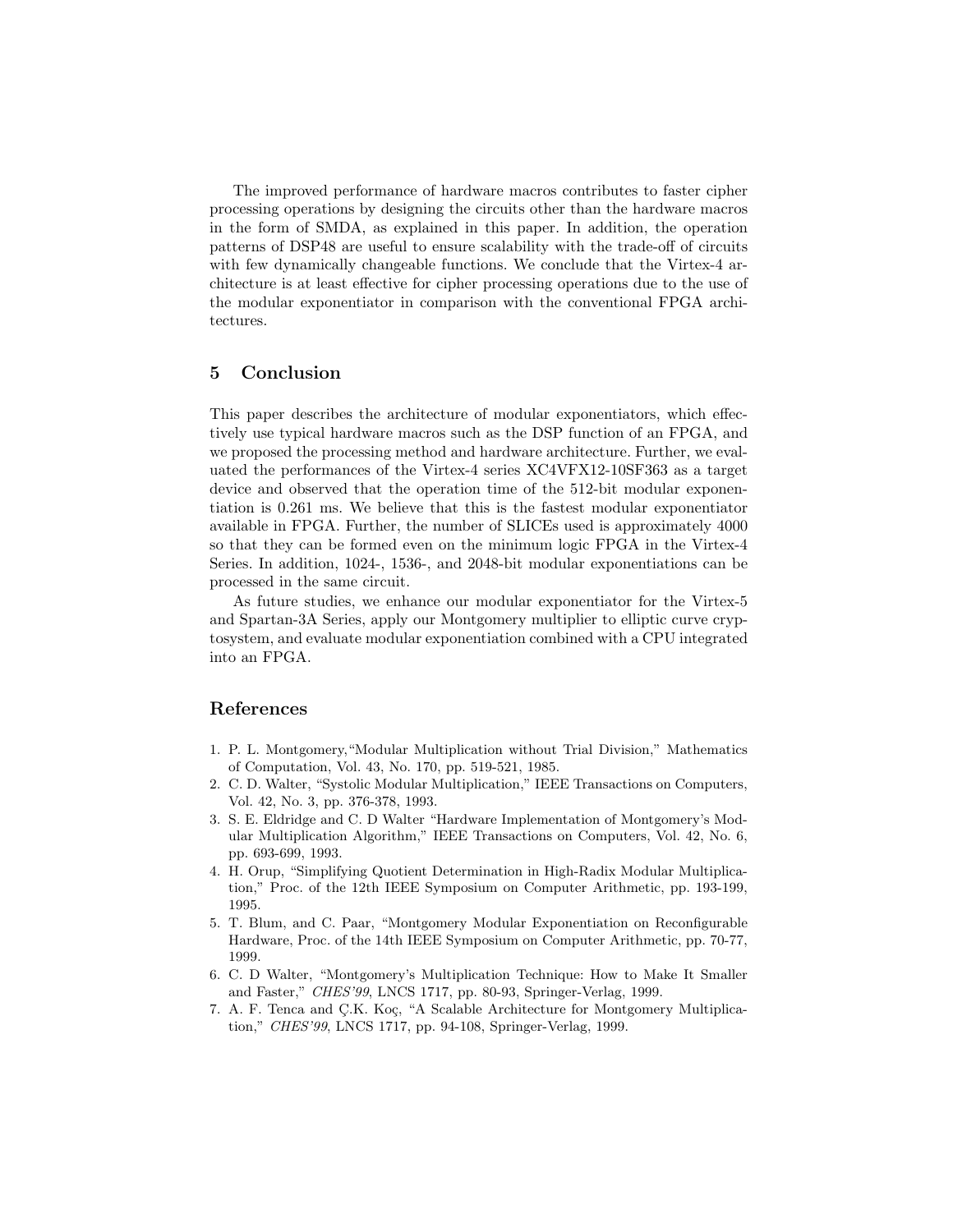The improved performance of hardware macros contributes to faster cipher processing operations by designing the circuits other than the hardware macros in the form of SMDA, as explained in this paper. In addition, the operation patterns of DSP48 are useful to ensure scalability with the trade-off of circuits with few dynamically changeable functions. We conclude that the Virtex-4 architecture is at least effective for cipher processing operations due to the use of the modular exponentiator in comparison with the conventional FPGA architectures.

## 5 Conclusion

This paper describes the architecture of modular exponentiators, which effectively use typical hardware macros such as the DSP function of an FPGA, and we proposed the processing method and hardware architecture. Further, we evaluated the performances of the Virtex-4 series XC4VFX12-10SF363 as a target device and observed that the operation time of the 512-bit modular exponentiation is 0.261 ms. We believe that this is the fastest modular exponentiator available in FPGA. Further, the number of SLICEs used is approximately 4000 so that they can be formed even on the minimum logic FPGA in the Virtex-4 Series. In addition, 1024-, 1536-, and 2048-bit modular exponentiations can be processed in the same circuit.

As future studies, we enhance our modular exponentiator for the Virtex-5 and Spartan-3A Series, apply our Montgomery multiplier to elliptic curve cryptosystem, and evaluate modular exponentiation combined with a CPU integrated into an FPGA.

## References

1. P. L. Montgomery,"Modular Multiplication without Trial Division," Mathematics of Computation, Vol. 43, No. 170, pp. 519-521, 1985.
2. C. D. Walter, "Systolic Modular Multiplication," IEEE Transactions on Computers, Vol. 42, No. 3, pp. 376-378, 1993.
3. S. E. Eldridge and C. D Walter "Hardware Implementation of Montgomery's Modular Multiplication Algorithm," IEEE Transactions on Computers, Vol. 42, No. 6, pp. 693-699, 1993.
4. H. Orup, "Simplifying Quotient Determination in High-Radix Modular Multiplication," Proc. of the 12th IEEE Symposium on Computer Arithmetic, pp. 193-199, 1995.
5. T. Blum, and C. Paar, "Montgomery Modular Exponentiation on Reconfigurable Hardware, Proc. of the 14th IEEE Symposium on Computer Arithmetic, pp. 70-77, 1999.
6. C. D Walter, "Montgomery's Multiplication Technique: How to Make It Smaller and Faster," *CHES'99*, LNCS 1717, pp. 80-93, Springer-Verlag, 1999.
7. A. F. Tenca and Ç.K. Koç, "A Scalable Architecture for Montgomery Multiplication," *CHES'99*, LNCS 1717, pp. 94-108, Springer-Verlag, 1999.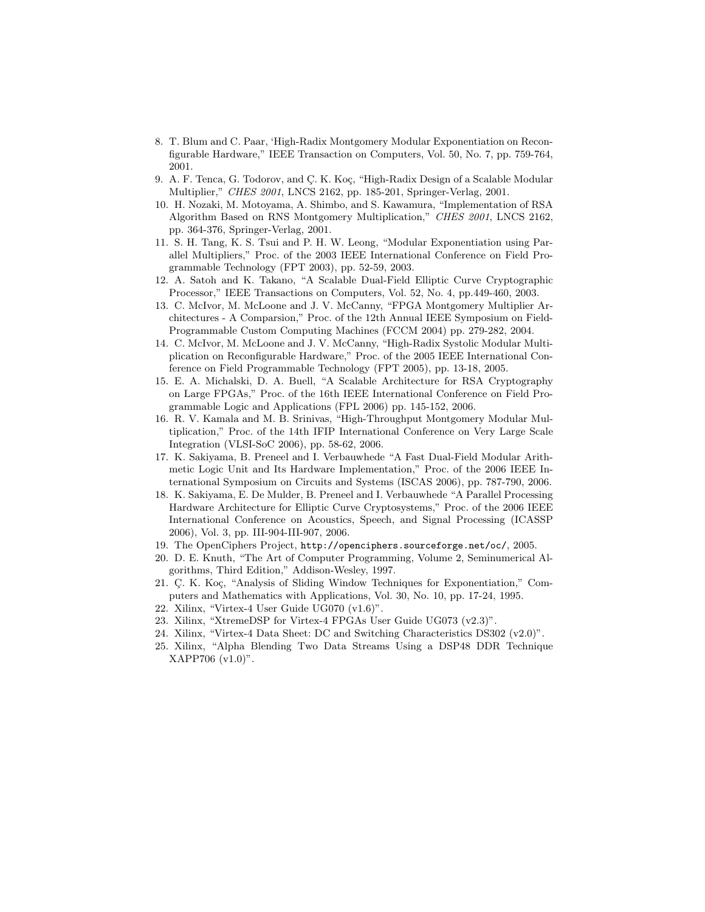8. T. Blum and C. Paar, 'High-Radix Montgomery Modular Exponentiation on Reconfigurable Hardware," IEEE Transaction on Computers, Vol. 50, No. 7, pp. 759-764, 2001.
9. A. F. Tenca, G. Todorov, and Ç. K. Koç, "High-Radix Design of a Scalable Modular Multiplier," *CHES 2001*, LNCS 2162, pp. 185-201, Springer-Verlag, 2001.
10. H. Nozaki, M. Motoyama, A. Shimbo, and S. Kawamura, "Implementation of RSA Algorithm Based on RNS Montgomery Multiplication," *CHES 2001*, LNCS 2162, pp. 364-376, Springer-Verlag, 2001.
11. S. H. Tang, K. S. Tsui and P. H. W. Leong, "Modular Exponentiation using Parallel Multipliers," Proc. of the 2003 IEEE International Conference on Field Programmable Technology (FPT 2003), pp. 52-59, 2003.
12. A. Satoh and K. Takano, "A Scalable Dual-Field Elliptic Curve Cryptographic Processor," IEEE Transactions on Computers, Vol. 52, No. 4, pp.449-460, 2003.
13. C. McIvor, M. McLoone and J. V. McCanny, "FPGA Montgomery Multiplier Architectures - A Comparsion," Proc. of the 12th Annual IEEE Symposium on Field-Programmable Custom Computing Machines (FCCM 2004) pp. 279-282, 2004.
14. C. McIvor, M. McLoone and J. V. McCanny, "High-Radix Systolic Modular Multiplication on Reconfigurable Hardware," Proc. of the 2005 IEEE International Conference on Field Programmable Technology (FPT 2005), pp. 13-18, 2005.
15. E. A. Michalski, D. A. Buell, "A Scalable Architecture for RSA Cryptography on Large FPGAs," Proc. of the 16th IEEE International Conference on Field Programmable Logic and Applications (FPL 2006) pp. 145-152, 2006.
16. R. V. Kamala and M. B. Srinivas, "High-Throughput Montgomery Modular Multiplication," Proc. of the 14th IFIP International Conference on Very Large Scale Integration (VLSI-SoC 2006), pp. 58-62, 2006.
17. K. Sakiyama, B. Preneel and I. Verbauwhede "A Fast Dual-Field Modular Arithmetic Logic Unit and Its Hardware Implementation," Proc. of the 2006 IEEE International Symposium on Circuits and Systems (ISCAS 2006), pp. 787-790, 2006.
18. K. Sakiyama, E. De Mulder, B. Preneel and I. Verbauwhede "A Parallel Processing Hardware Architecture for Elliptic Curve Cryptosystems," Proc. of the 2006 IEEE International Conference on Acoustics, Speech, and Signal Processing (ICASSP 2006), Vol. 3, pp. III-904-III-907, 2006.
19. The OpenCiphers Project, `http://openciphers.sourceforge.net/oc/`, 2005.
20. D. E. Knuth, "The Art of Computer Programming, Volume 2, Seminumerical Algorithms, Third Edition," Addison-Wesley, 1997.
21. Ç. K. Koç, "Analysis of Sliding Window Techniques for Exponentiation," Computers and Mathematics with Applications, Vol. 30, No. 10, pp. 17-24, 1995.
22. Xilinx, "Virtex-4 User Guide UG070 (v1.6)".
23. Xilinx, "XtremeDSP for Virtex-4 FPGAs User Guide UG073 (v2.3)".
24. Xilinx, "Virtex-4 Data Sheet: DC and Switching Characteristics DS302 (v2.0)".
25. Xilinx, "Alpha Blending Two Data Streams Using a DSP48 DDR Technique XAPP706 (v1.0)".